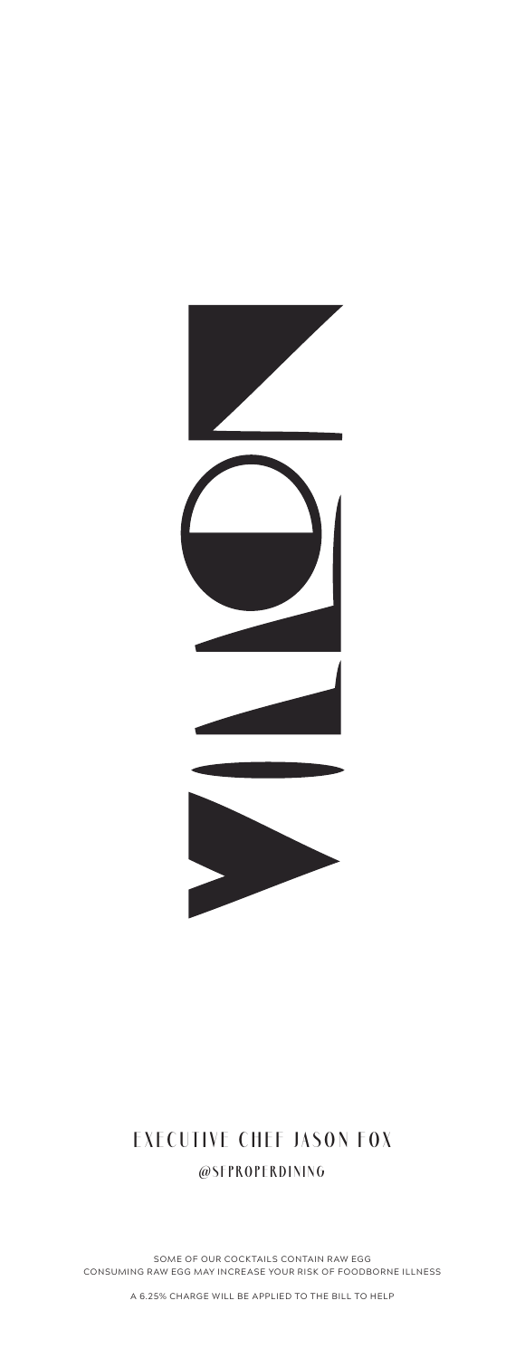# VILLON

## EXECUTIVE CHEF JASON FOX

@SFPROPERDINING

SOME OF OUR COCKTAILS CONTAIN RAW EGG
CONSUMING RAW EGG MAY INCREASE YOUR RISK OF FOODBORNE ILLNESS

A 6.25% CHARGE WILL BE APPLIED TO THE BILL TO HELP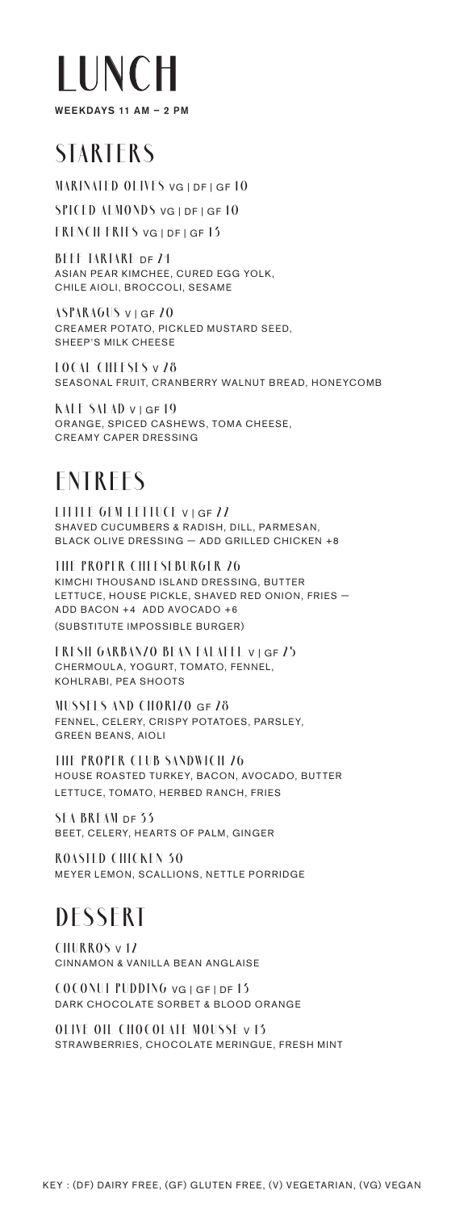# LUNCH

**WEEKDAYS 11 AM – 2 PM**

## STARTERS

**MARINATED OLIVES** VG | DF | GF 10

**SPICED ALMONDS** VG | DF | GF 10

**FRENCH FRIES** VG | DF | GF 13

**BEEF TARTARE** DF 24
ASIAN PEAR KIMCHEE, CURED EGG YOLK,
CHILE AIOLI, BROCCOLI, SESAME

**ASPARAGUS** V | GF 20
CREAMER POTATO, PICKLED MUSTARD SEED,
SHEEP'S MILK CHEESE

**LOCAL CHEESES** V 28
SEASONAL FRUIT, CRANBERRY WALNUT BREAD, HONEYCOMB

**KALE SALAD** V | GF 19
ORANGE, SPICED CASHEWS, TOMA CHEESE,
CREAMY CAPER DRESSING

## ENTREES

**LITTLE GEM LETTUCE** V | GF 22
SHAVED CUCUMBERS & RADISH, DILL, PARMESAN,
BLACK OLIVE DRESSING — ADD GRILLED CHICKEN +8

**THE PROPER CHEESEBURGER** 26
KIMCHI THOUSAND ISLAND DRESSING, BUTTER
LETTUCE, HOUSE PICKLE, SHAVED RED ONION, FRIES —
ADD BACON +4 ADD AVOCADO +6
(SUBSTITUTE IMPOSSIBLE BURGER)

**FRESH GARBANZO BEAN FALAFEL** V | GF 25
CHERMOULA, YOGURT, TOMATO, FENNEL,
KOHLRABI, PEA SHOOTS

**MUSSELS AND CHORIZO** GF 28
FENNEL, CELERY, CRISPY POTATOES, PARSLEY,
GREEN BEANS, AIOLI

**THE PROPER CLUB SANDWICH** 26
HOUSE ROASTED TURKEY, BACON, AVOCADO, BUTTER
LETTUCE, TOMATO, HERBED RANCH, FRIES

**SEA BREAM** DF 33
BEET, CELERY, HEARTS OF PALM, GINGER

**ROASTED CHICKEN** 30
MEYER LEMON, SCALLIONS, NETTLE PORRIDGE

## DESSERT

**CHURROS** V 12
CINNAMON & VANILLA BEAN ANGLAISE

**COCONUT PUDDING** VG | GF | DF 13
DARK CHOCOLATE SORBET & BLOOD ORANGE

**OLIVE OIL CHOCOLATE MOUSSE** V 13
STRAWBERRIES, CHOCOLATE MERINGUE, FRESH MINT

KEY : (DF) DAIRY FREE, (GF) GLUTEN FREE, (V) VEGETARIAN, (VG) VEGAN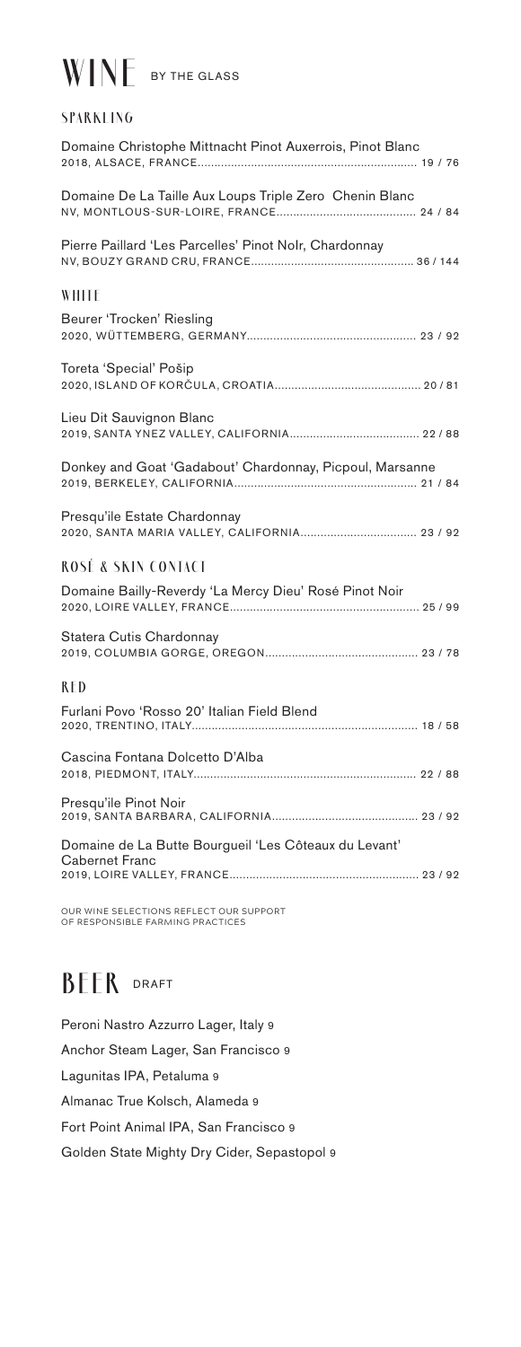# WINE BY THE GLASS

## SPARKLING

Domaine Christophe Mittnacht Pinot Auxerrois, Pinot Blanc
2018, ALSACE, FRANCE ........ 19 / 76

Domaine De La Taille Aux Loups Triple Zero Chenin Blanc
NV, MONTLOUS-SUR-LOIRE, FRANCE ........ 24 / 84

Pierre Paillard 'Les Parcelles' Pinot NoIr, Chardonnay
NV, BOUZY GRAND CRU, FRANCE ........ 36 / 144

## WHITE

Beurer 'Trocken' Riesling
2020, WÜTTEMBERG, GERMANY ........ 23 / 92

Toreta 'Special' Pošip
2020, ISLAND OF KORČULA, CROATIA ........ 20 / 81

Lieu Dit Sauvignon Blanc
2019, SANTA YNEZ VALLEY, CALIFORNIA ........ 22 / 88

Donkey and Goat 'Gadabout' Chardonnay, Picpoul, Marsanne
2019, BERKELEY, CALIFORNIA ........ 21 / 84

Presqu'ile Estate Chardonnay
2020, SANTA MARIA VALLEY, CALIFORNIA ........ 23 / 92

## ROSÉ & SKIN CONTACT

Domaine Bailly-Reverdy 'La Mercy Dieu' Rosé Pinot Noir
2020, LOIRE VALLEY, FRANCE ........ 25 / 99

Statera Cutis Chardonnay
2019, COLUMBIA GORGE, OREGON ........ 23 / 78

## RED

Furlani Povo 'Rosso 20' Italian Field Blend
2020, TRENTINO, ITALY ........ 18 / 58

Cascina Fontana Dolcetto D'Alba
2018, PIEDMONT, ITALY ........ 22 / 88

Presqu'ile Pinot Noir
2019, SANTA BARBARA, CALIFORNIA ........ 23 / 92

Domaine de la Butte Bourgueil 'Les Côteaux du Levant' Cabernet Franc
2019, LOIRE VALLEY, FRANCE ........ 23 / 92

OUR WINE SELECTIONS REFLECT OUR SUPPORT OF RESPONSIBLE FARMING PRACTICES

# BEER DRAFT

Peroni Nastro Azzurro Lager, Italy 9

Anchor Steam Lager, San Francisco 9

Lagunitas IPA, Petaluma 9

Almanac True Kolsch, Alameda 9

Fort Point Animal IPA, San Francisco 9

Golden State Mighty Dry Cider, Sepastopol 9